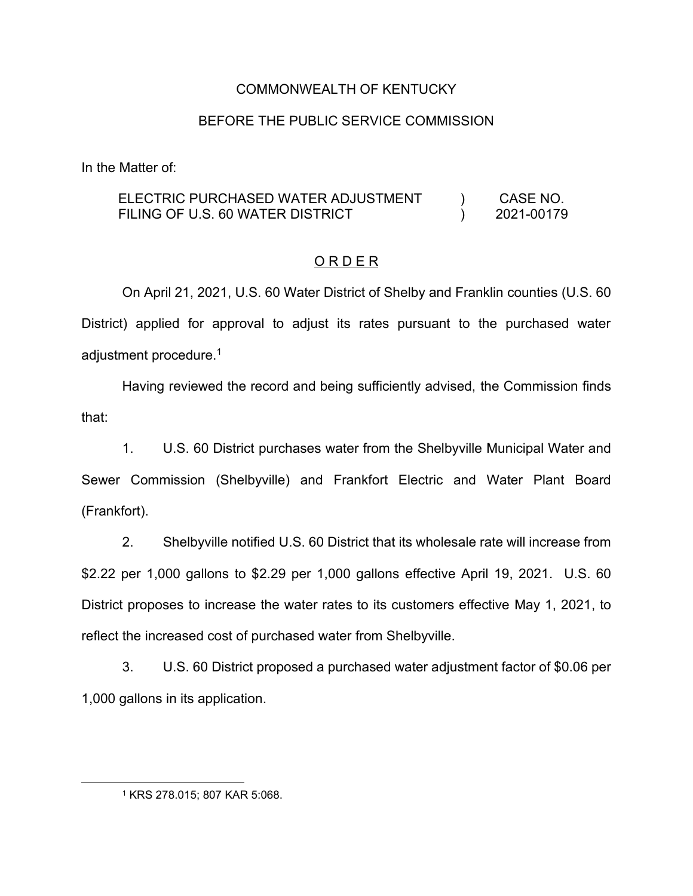COMMONWEALTH OF KENTUCKY

BEFORE THE PUBLIC SERVICE COMMISSION

In the Matter of:

| | | |
|---|---|---|
| ELECTRIC PURCHASED WATER ADJUSTMENT FILING OF U.S. 60 WATER DISTRICT | ) ) | CASE NO. 2021-00179 |

O R D E R

On April 21, 2021, U.S. 60 Water District of Shelby and Franklin counties (U.S. 60 District) applied for approval to adjust its rates pursuant to the purchased water adjustment procedure.[1]

Having reviewed the record and being sufficiently advised, the Commission finds that:

1. U.S. 60 District purchases water from the Shelbyville Municipal Water and Sewer Commission (Shelbyville) and Frankfort Electric and Water Plant Board (Frankfort).

2. Shelbyville notified U.S. 60 District that its wholesale rate will increase from $2.22 per 1,000 gallons to $2.29 per 1,000 gallons effective April 19, 2021. U.S. 60 District proposes to increase the water rates to its customers effective May 1, 2021, to reflect the increased cost of purchased water from Shelbyville.

3. U.S. 60 District proposed a purchased water adjustment factor of $0.06 per 1,000 gallons in its application.

---

[1] KRS 278.015; 807 KAR 5:068.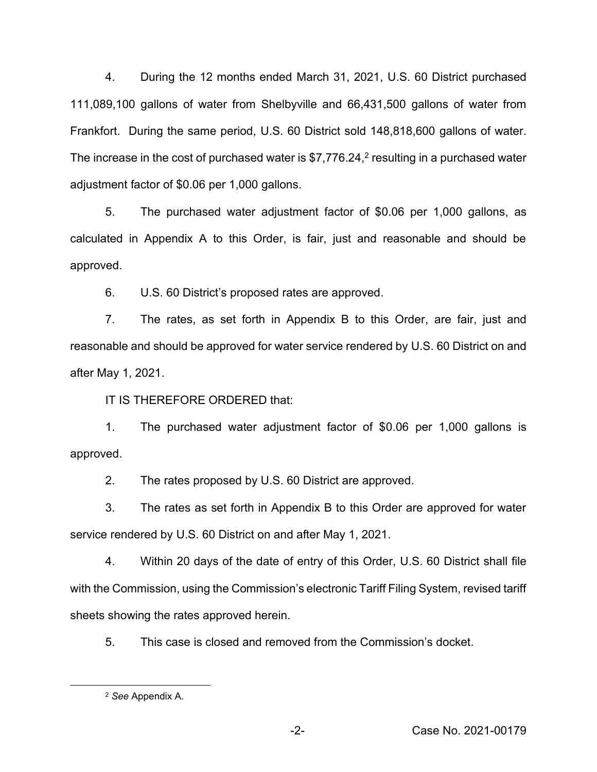4. During the 12 months ended March 31, 2021, U.S. 60 District purchased 111,089,100 gallons of water from Shelbyville and 66,431,500 gallons of water from Frankfort. During the same period, U.S. 60 District sold 148,818,600 gallons of water. The increase in the cost of purchased water is $7,776.24,[2] resulting in a purchased water adjustment factor of $0.06 per 1,000 gallons.

5. The purchased water adjustment factor of $0.06 per 1,000 gallons, as calculated in Appendix A to this Order, is fair, just and reasonable and should be approved.

6. U.S. 60 District's proposed rates are approved.

7. The rates, as set forth in Appendix B to this Order, are fair, just and reasonable and should be approved for water service rendered by U.S. 60 District on and after May 1, 2021.

IT IS THEREFORE ORDERED that:

1. The purchased water adjustment factor of $0.06 per 1,000 gallons is approved.

2. The rates proposed by U.S. 60 District are approved.

3. The rates as set forth in Appendix B to this Order are approved for water service rendered by U.S. 60 District on and after May 1, 2021.

4. Within 20 days of the date of entry of this Order, U.S. 60 District shall file with the Commission, using the Commission's electronic Tariff Filing System, revised tariff sheets showing the rates approved herein.

5. This case is closed and removed from the Commission's docket.

---

[2] *See* Appendix A.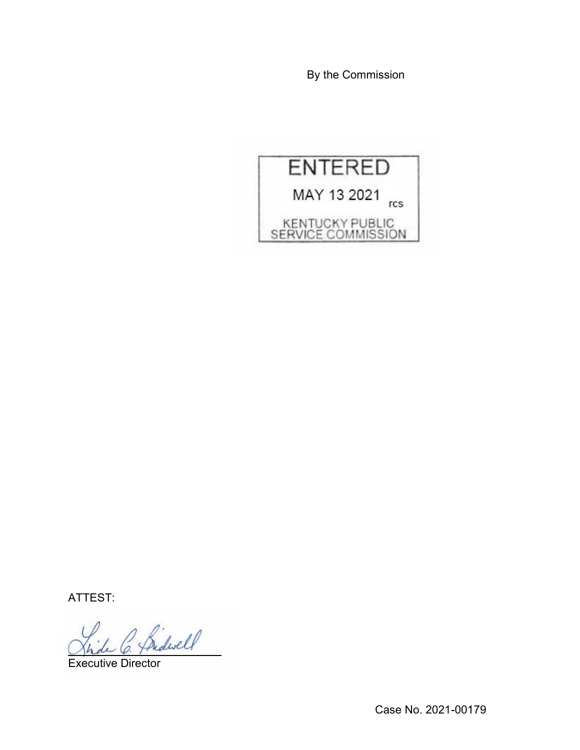By the Commission

ENTERED

MAY 13 2021 rcs

KENTUCKY PUBLIC SERVICE COMMISSION

ATTEST:

Executive Director

Case No. 2021-00179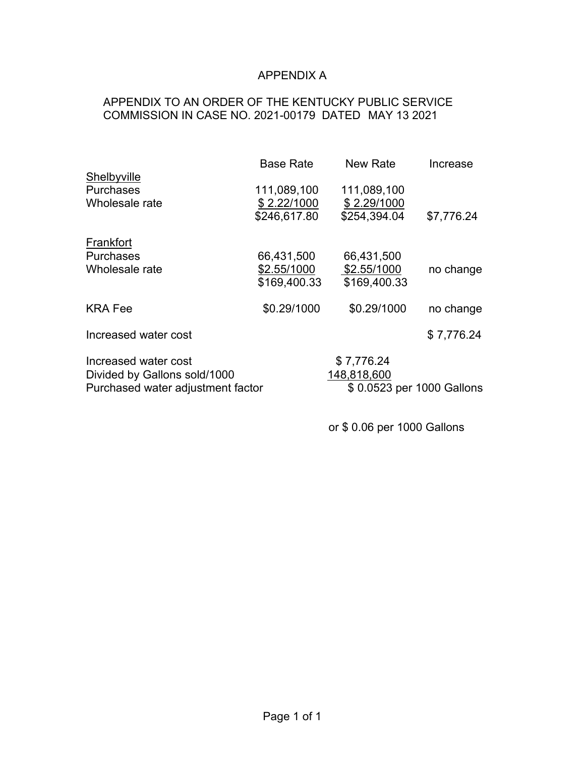# APPENDIX A

APPENDIX TO AN ORDER OF THE KENTUCKY PUBLIC SERVICE COMMISSION IN CASE NO. 2021-00179 DATED MAY 13 2021

| | Base Rate | New Rate | Increase |
|---|---|---|---|
| Shelbyville | | | |
| Purchases | 111,089,100 | 111,089,100 | |
| Wholesale rate | $ 2.22/1000 | $ 2.29/1000 | |
| | $246,617.80 | $254,394.04 | $7,776.24 |
| Frankfort | | | |
| Purchases | 66,431,500 | 66,431,500 | |
| Wholesale rate | $2.55/1000 | $2.55/1000 | no change |
| | $169,400.33 | $169,400.33 | |
| KRA Fee | $0.29/1000 | $0.29/1000 | no change |
| Increased water cost | | | $ 7,776.24 |

| | |
|---|---|
| Increased water cost | $ 7,776.24 |
| Divided by Gallons sold/1000 | 148,818,600 |
| Purchased water adjustment factor | $ 0.0523 per 1000 Gallons |
| | or $ 0.06 per 1000 Gallons |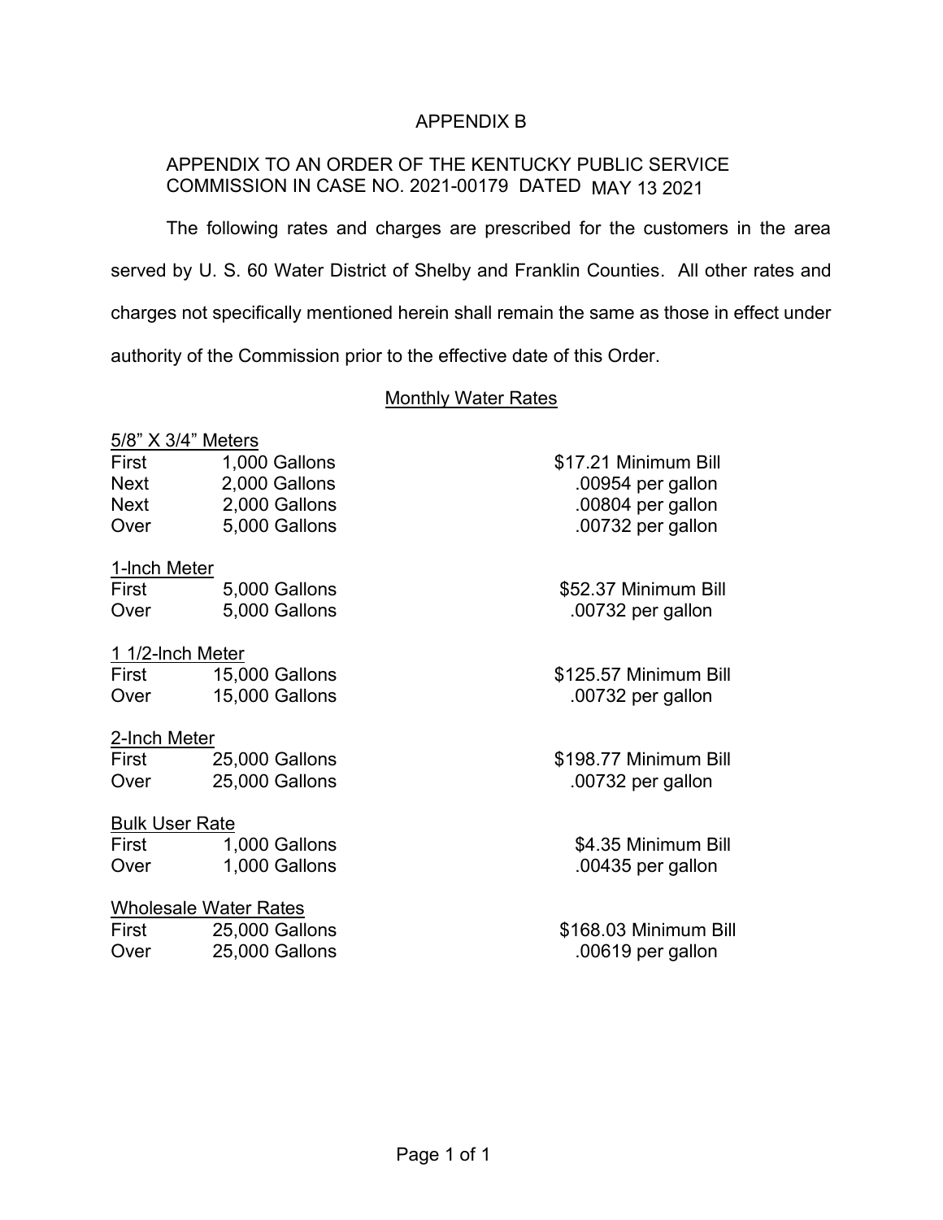# APPENDIX B

APPENDIX TO AN ORDER OF THE KENTUCKY PUBLIC SERVICE COMMISSION IN CASE NO. 2021-00179 DATED MAY 13 2021

The following rates and charges are prescribed for the customers in the area served by U. S. 60 Water District of Shelby and Franklin Counties. All other rates and charges not specifically mentioned herein shall remain the same as those in effect under authority of the Commission prior to the effective date of this Order.

## Monthly Water Rates

5/8" X 3/4" Meters

| | | |
|---|---|---|
| First | 1,000 Gallons | $17.21 Minimum Bill |
| Next | 2,000 Gallons | .00954 per gallon |
| Next | 2,000 Gallons | .00804 per gallon |
| Over | 5,000 Gallons | .00732 per gallon |

1-Inch Meter

| | | |
|---|---|---|
| First | 5,000 Gallons | $52.37 Minimum Bill |
| Over | 5,000 Gallons | .00732 per gallon |

1 1/2-Inch Meter

| | | |
|---|---|---|
| First | 15,000 Gallons | $125.57 Minimum Bill |
| Over | 15,000 Gallons | .00732 per gallon |

2-Inch Meter

| | | |
|---|---|---|
| First | 25,000 Gallons | $198.77 Minimum Bill |
| Over | 25,000 Gallons | .00732 per gallon |

Bulk User Rate

| | | |
|---|---|---|
| First | 1,000 Gallons | $4.35 Minimum Bill |
| Over | 1,000 Gallons | .00435 per gallon |

Wholesale Water Rates

| | | |
|---|---|---|
| First | 25,000 Gallons | $168.03 Minimum Bill |
| Over | 25,000 Gallons | .00619 per gallon |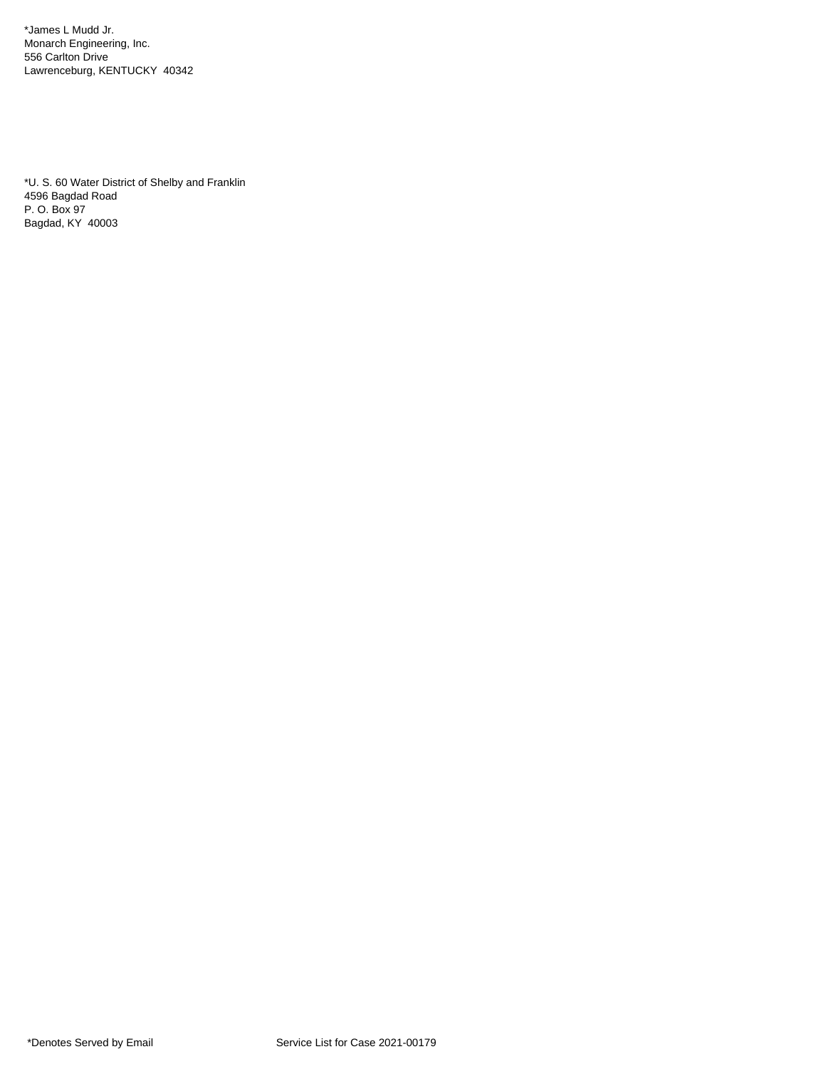*James L Mudd Jr.
Monarch Engineering, Inc.
556 Carlton Drive
Lawrenceburg, KENTUCKY  40342

*U. S. 60 Water District of Shelby and Franklin
4596 Bagdad Road
P. O. Box 97
Bagdad, KY  40003